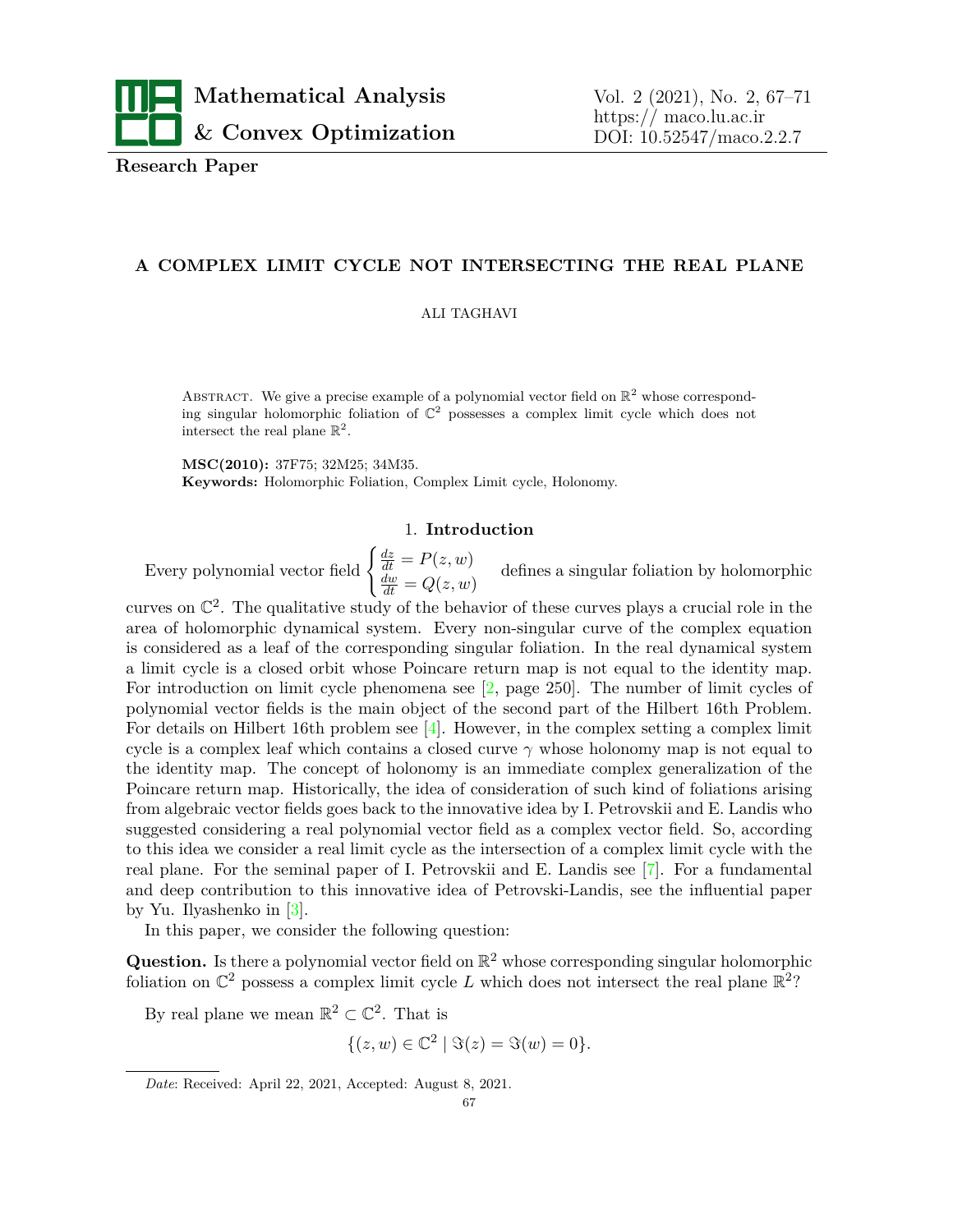**Research Paper**

# A COMPLEX LIMIT CYCLE NOT INTERSECTING THE REAL PLANE

ALI TAGHAVI

Abstract. We give a precise example of a polynomial vector field on $\mathbb{R}^2$ whose corresponding singular holomorphic foliation of $\mathbb{C}^2$ possesses a complex limit cycle which does not intersect the real plane $\mathbb{R}^2$.

**MSC(2010):** 37F75; 32M25; 34M35.
**Keywords:** Holomorphic Foliation, Complex Limit cycle, Holonomy.

## 1. Introduction

Every polynomial vector field $\begin{cases} \frac{dz}{dt} = P(z,w) \\ \frac{dw}{dt} = Q(z,w) \end{cases}$ defines a singular foliation by holomorphic curves on $\mathbb{C}^2$. The qualitative study of the behavior of these curves plays a crucial role in the area of holomorphic dynamical system. Every non-singular curve of the complex equation is considered as a leaf of the corresponding singular foliation. In the real dynamical system a limit cycle is a closed orbit whose Poincare return map is not equal to the identity map. For introduction on limit cycle phenomena see [2, page 250]. The number of limit cycles of polynomial vector fields is the main object of the second part of the Hilbert 16th Problem. For details on Hilbert 16th problem see [4]. However, in the complex setting a complex limit cycle is a complex leaf which contains a closed curve $\gamma$ whose holonomy map is not equal to the identity map. The concept of holonomy is an immediate complex generalization of the Poincare return map. Historically, the idea of consideration of such kind of foliations arising from algebraic vector fields goes back to the innovative idea by I. Petrovskii and E. Landis who suggested considering a real polynomial vector field as a complex vector field. So, according to this idea we consider a real limit cycle as the intersection of a complex limit cycle with the real plane. For the seminal paper of I. Petrovskii and E. Landis see [7]. For a fundamental and deep contribution to this innovative idea of Petrovski-Landis, see the influential paper by Yu. Ilyashenko in [3].

In this paper, we consider the following question:

**Question.** Is there a polynomial vector field on $\mathbb{R}^2$ whose corresponding singular holomorphic foliation on $\mathbb{C}^2$ possess a complex limit cycle $L$ which does not intersect the real plane $\mathbb{R}^2$?

By real plane we mean $\mathbb{R}^2 \subset \mathbb{C}^2$. That is

$$\{(z,w) \in \mathbb{C}^2 \mid \Im(z) = \Im(w) = 0\}.$$

*Date*: Received: April 22, 2021, Accepted: August 8, 2021.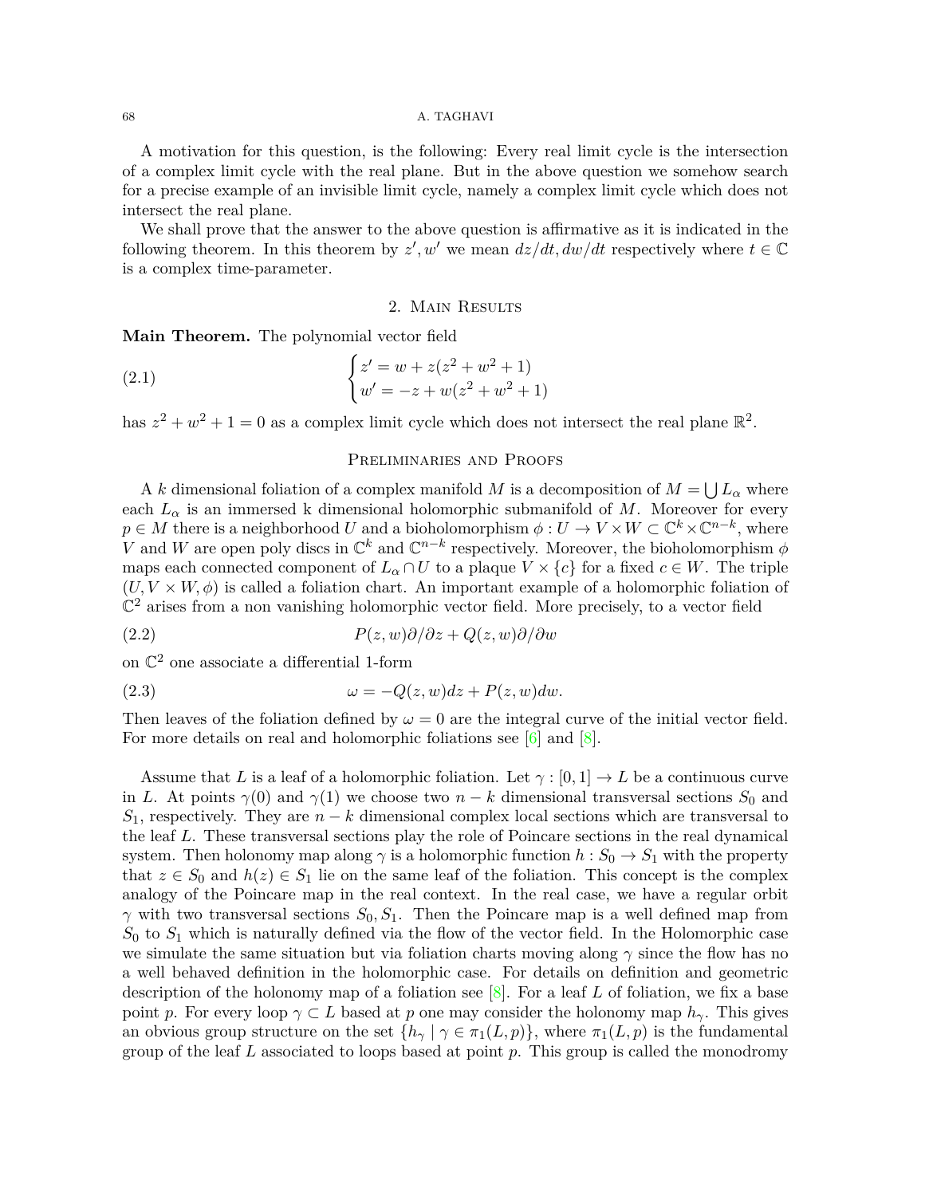A motivation for this question, is the following: Every real limit cycle is the intersection of a complex limit cycle with the real plane. But in the above question we somehow search for a precise example of an invisible limit cycle, namely a complex limit cycle which does not intersect the real plane.

We shall prove that the answer to the above question is affirmative as it is indicated in the following theorem. In this theorem by $z', w'$ we mean $dz/dt, dw/dt$ respectively where $t \in \mathbb{C}$ is a complex time-parameter.

## 2. Main Results

**Main Theorem.** The polynomial vector field

$$\begin{cases} z' = w + z(z^2 + w^2 + 1) \\ w' = -z + w(z^2 + w^2 + 1) \end{cases} \tag{2.1}$$

has $z^2 + w^2 + 1 = 0$ as a complex limit cycle which does not intersect the real plane $\mathbb{R}^2$.

## Preliminaries and Proofs

A $k$ dimensional foliation of a complex manifold $M$ is a decomposition of $M = \bigcup L_\alpha$ where each $L_\alpha$ is an immersed k dimensional holomorphic submanifold of $M$. Moreover for every $p \in M$ there is a neighborhood $U$ and a biholomorphism $\phi : U \to V \times W \subset \mathbb{C}^k \times \mathbb{C}^{n-k}$, where $V$ and $W$ are open poly discs in $\mathbb{C}^k$ and $\mathbb{C}^{n-k}$ respectively. Moreover, the biholomorphism $\phi$ maps each connected component of $L_\alpha \cap U$ to a plaque $V \times \{c\}$ for a fixed $c \in W$. The triple $(U, V \times W, \phi)$ is called a foliation chart. An important example of a holomorphic foliation of $\mathbb{C}^2$ arises from a non vanishing holomorphic vector field. More precisely, to a vector field

$$P(z, w)\partial/\partial z + Q(z, w)\partial/\partial w \tag{2.2}$$

on $\mathbb{C}^2$ one associate a differential 1-form

$$\omega = -Q(z, w)dz + P(z, w)dw. \tag{2.3}$$

Then leaves of the foliation defined by $\omega = 0$ are the integral curve of the initial vector field. For more details on real and holomorphic foliations see [6] and [8].

Assume that $L$ is a leaf of a holomorphic foliation. Let $\gamma : [0, 1] \to L$ be a continuous curve in $L$. At points $\gamma(0)$ and $\gamma(1)$ we choose two $n - k$ dimensional transversal sections $S_0$ and $S_1$, respectively. They are $n - k$ dimensional complex local sections which are transversal to the leaf $L$. These transversal sections play the role of Poincare sections in the real dynamical system. Then holonomy map along $\gamma$ is a holomorphic function $h : S_0 \to S_1$ with the property that $z \in S_0$ and $h(z) \in S_1$ lie on the same leaf of the foliation. This concept is the complex analogy of the Poincare map in the real context. In the real case, we have a regular orbit $\gamma$ with two transversal sections $S_0, S_1$. Then the Poincare map is a well defined map from $S_0$ to $S_1$ which is naturally defined via the flow of the vector field. In the Holomorphic case we simulate the same situation but via foliation charts moving along $\gamma$ since the flow has no a well behaved definition in the holomorphic case. For details on definition and geometric description of the holonomy map of a foliation see [8]. For a leaf $L$ of foliation, we fix a base point $p$. For every loop $\gamma \subset L$ based at $p$ one may consider the holonomy map $h_\gamma$. This gives an obvious group structure on the set $\{h_\gamma \mid \gamma \in \pi_1(L, p)\}$, where $\pi_1(L, p)$ is the fundamental group of the leaf $L$ associated to loops based at point $p$. This group is called the monodromy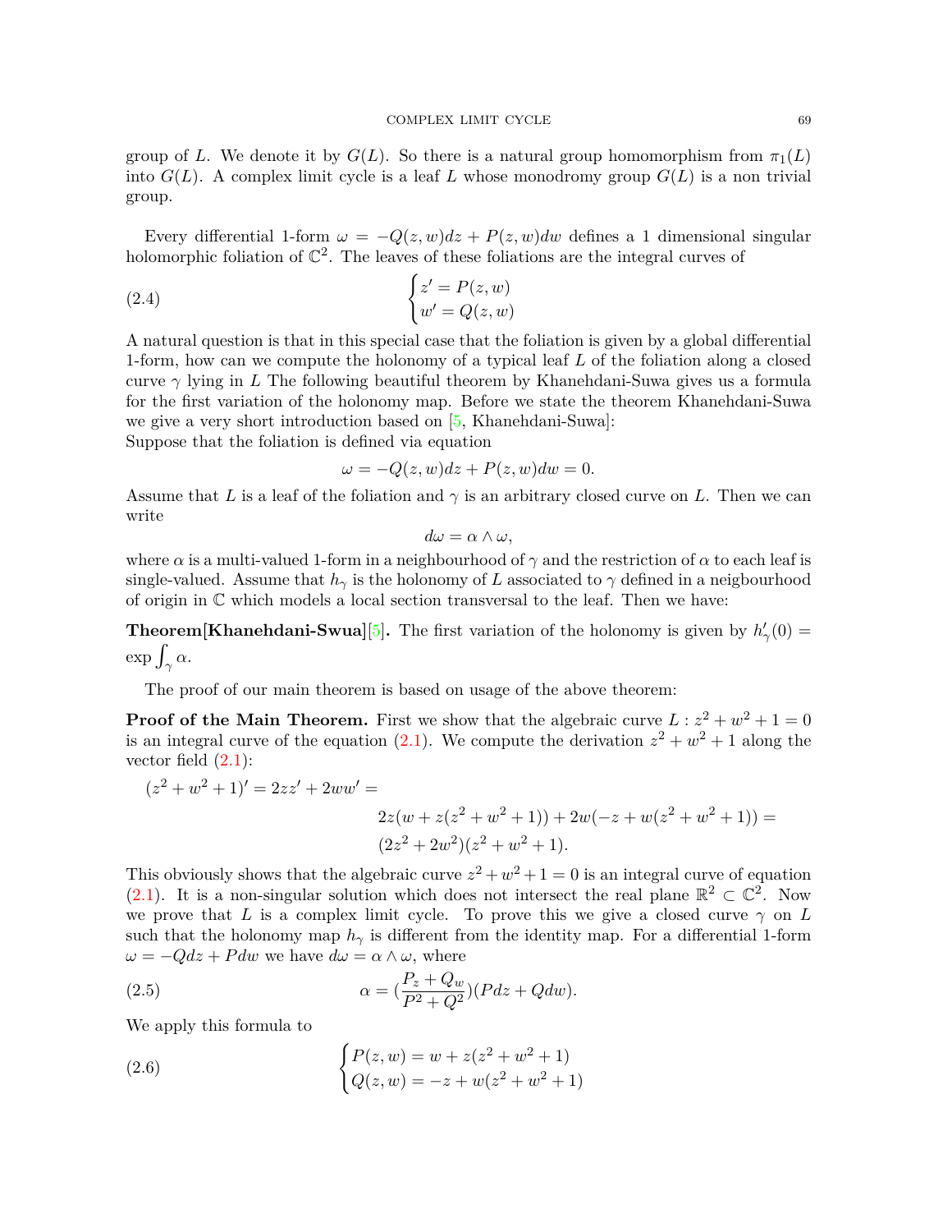group of $L$. We denote it by $G(L)$. So there is a natural group homomorphism from $\pi_1(L)$ into $G(L)$. A complex limit cycle is a leaf $L$ whose monodromy group $G(L)$ is a non trivial group.

Every differential 1-form $\omega = -Q(z, w)dz + P(z, w)dw$ defines a 1 dimensional singular holomorphic foliation of $\mathbb{C}^2$. The leaves of these foliations are the integral curves of

$$\begin{cases} z' = P(z, w) \\ w' = Q(z, w) \end{cases} \tag{2.4}$$

A natural question is that in this special case that the foliation is given by a global differential 1-form, how can we compute the holonomy of a typical leaf $L$ of the foliation along a closed curve $\gamma$ lying in $L$ The following beautiful theorem by Khanehdani-Suwa gives us a formula for the first variation of the holonomy map. Before we state the theorem Khanehdani-Suwa we give a very short introduction based on [5, Khanehdani-Suwa]:
Suppose that the foliation is defined via equation

$$\omega = -Q(z, w)dz + P(z, w)dw = 0.$$

Assume that $L$ is a leaf of the foliation and $\gamma$ is an arbitrary closed curve on $L$. Then we can write

$$d\omega = \alpha \wedge \omega,$$

where $\alpha$ is a multi-valued 1-form in a neighbourhood of $\gamma$ and the restriction of $\alpha$ to each leaf is single-valued. Assume that $h_\gamma$ is the holonomy of $L$ associated to $\gamma$ defined in a neigbourhood of origin in $\mathbb{C}$ which models a local section transversal to the leaf. Then we have:

**Theorem[Khanehdani-Swua][5].** The first variation of the holonomy is given by $h'_\gamma(0) = \exp \int_\gamma \alpha$.

The proof of our main theorem is based on usage of the above theorem:

**Proof of the Main Theorem.** First we show that the algebraic curve $L : z^2 + w^2 + 1 = 0$ is an integral curve of the equation (2.1). We compute the derivation $z^2 + w^2 + 1$ along the vector field (2.1):

$$\begin{aligned}(z^2 + w^2 + 1)' = 2zz' + 2ww' = \\ &2z(w + z(z^2 + w^2 + 1)) + 2w(-z + w(z^2 + w^2 + 1)) = \\ &(2z^2 + 2w^2)(z^2 + w^2 + 1).\end{aligned}$$

This obviously shows that the algebraic curve $z^2 + w^2 + 1 = 0$ is an integral curve of equation (2.1). It is a non-singular solution which does not intersect the real plane $\mathbb{R}^2 \subset \mathbb{C}^2$. Now we prove that $L$ is a complex limit cycle. To prove this we give a closed curve $\gamma$ on $L$ such that the holonomy map $h_\gamma$ is different from the identity map. For a differential 1-form $\omega = -Qdz + Pdw$ we have $d\omega = \alpha \wedge \omega$, where

$$\alpha = \left(\frac{P_z + Q_w}{P^2 + Q^2}\right)(Pdz + Qdw). \tag{2.5}$$

We apply this formula to

$$\begin{cases} P(z, w) = w + z(z^2 + w^2 + 1) \\ Q(z, w) = -z + w(z^2 + w^2 + 1) \end{cases} \tag{2.6}$$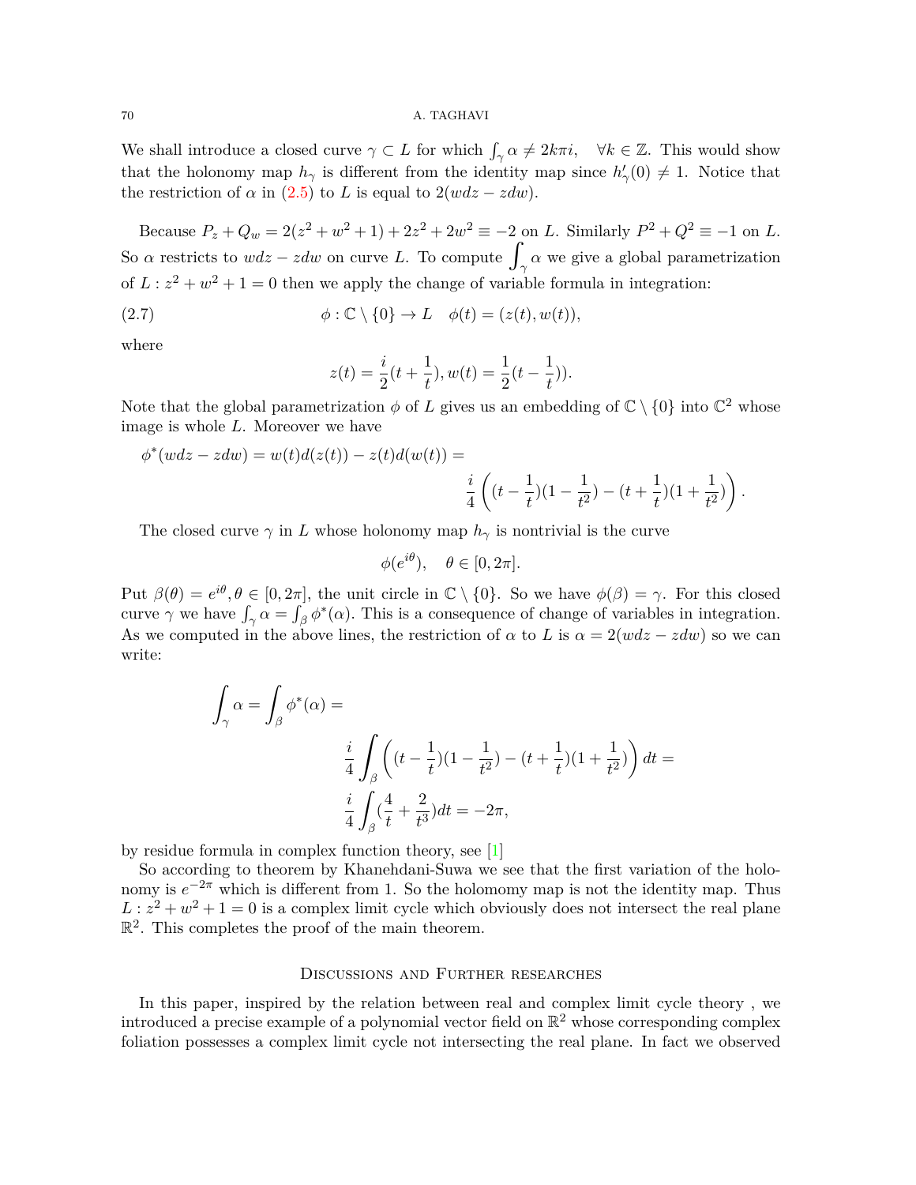We shall introduce a closed curve $\gamma \subset L$ for which $\int_\gamma \alpha \neq 2k\pi i, \quad \forall k \in \mathbb{Z}$. This would show that the holonomy map $h_\gamma$ is different from the identity map since $h'_\gamma(0) \neq 1$. Notice that the restriction of $\alpha$ in (2.5) to $L$ is equal to $2(wdz - zdw)$.

Because $P_z + Q_w = 2(z^2 + w^2 + 1) + 2z^2 + 2w^2 \equiv -2$ on $L$. Similarly $P^2 + Q^2 \equiv -1$ on $L$. So $\alpha$ restricts to $wdz - zdw$ on curve $L$. To compute $\displaystyle\int_\gamma \alpha$ we give a global parametrization of $L : z^2 + w^2 + 1 = 0$ then we apply the change of variable formula in integration:

$$\phi : \mathbb{C} \setminus \{0\} \to L \quad \phi(t) = (z(t), w(t)), \tag{2.7}$$

where

$$z(t) = \frac{i}{2}(t + \frac{1}{t}), w(t) = \frac{1}{2}(t - \frac{1}{t})).$$

Note that the global parametrization $\phi$ of $L$ gives us an embedding of $\mathbb{C} \setminus \{0\}$ into $\mathbb{C}^2$ whose image is whole $L$. Moreover we have

$$\phi^*(wdz - zdw) = w(t)d(z(t)) - z(t)d(w(t)) = \frac{i}{4}\left((t - \frac{1}{t})(1 - \frac{1}{t^2}) - (t + \frac{1}{t})(1 + \frac{1}{t^2})\right).$$

The closed curve $\gamma$ in $L$ whose holonomy map $h_\gamma$ is nontrivial is the curve

$$\phi(e^{i\theta}), \quad \theta \in [0, 2\pi].$$

Put $\beta(\theta) = e^{i\theta}, \theta \in [0, 2\pi]$, the unit circle in $\mathbb{C} \setminus \{0\}$. So we have $\phi(\beta) = \gamma$. For this closed curve $\gamma$ we have $\int_\gamma \alpha = \int_\beta \phi^*(\alpha)$. This is a consequence of change of variables in integration. As we computed in the above lines, the restriction of $\alpha$ to $L$ is $\alpha = 2(wdz - zdw)$ so we can write:

$$\int_\gamma \alpha = \int_\beta \phi^*(\alpha) = \frac{i}{4}\int_\beta \left((t - \frac{1}{t})(1 - \frac{1}{t^2}) - (t + \frac{1}{t})(1 + \frac{1}{t^2})\right) dt = \frac{i}{4}\int_\beta (\frac{4}{t} + \frac{2}{t^3}) dt = -2\pi,$$

by residue formula in complex function theory, see [1]

So according to theorem by Khanehdani-Suwa we see that the first variation of the holonomy is $e^{-2\pi}$ which is different from 1. So the holomomy map is not the identity map. Thus $L : z^2 + w^2 + 1 = 0$ is a complex limit cycle which obviously does not intersect the real plane $\mathbb{R}^2$. This completes the proof of the main theorem.

## Discussions and Further researches

In this paper, inspired by the relation between real and complex limit cycle theory , we introduced a precise example of a polynomial vector field on $\mathbb{R}^2$ whose corresponding complex foliation possesses a complex limit cycle not intersecting the real plane. In fact we observed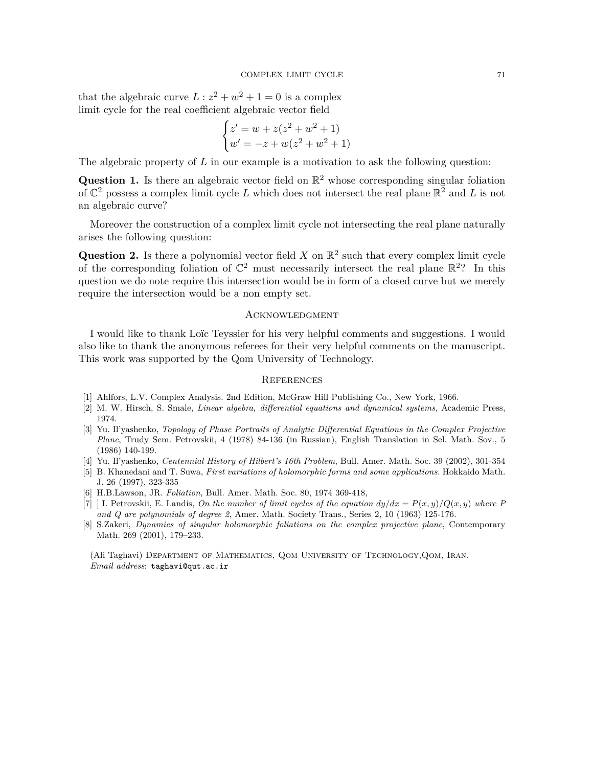that the algebraic curve $L : z^2 + w^2 + 1 = 0$ is a complex limit cycle for the real coefficient algebraic vector field

$$\begin{cases} z' = w + z(z^2 + w^2 + 1) \\ w' = -z + w(z^2 + w^2 + 1) \end{cases}$$

The algebraic property of $L$ in our example is a motivation to ask the following question:

**Question 1.** Is there an algebraic vector field on $\mathbb{R}^2$ whose corresponding singular foliation of $\mathbb{C}^2$ possess a complex limit cycle $L$ which does not intersect the real plane $\mathbb{R}^2$ and $L$ is not an algebraic curve?

Moreover the construction of a complex limit cycle not intersecting the real plane naturally arises the following question:

**Question 2.** Is there a polynomial vector field $X$ on $\mathbb{R}^2$ such that every complex limit cycle of the corresponding foliation of $\mathbb{C}^2$ must necessarily intersect the real plane $\mathbb{R}^2$? In this question we do note require this intersection would be in form of a closed curve but we merely require the intersection would be a non empty set.

## Acknowledgment

I would like to thank Loïc Teyssier for his very helpful comments and suggestions. I would also like to thank the anonymous referees for their very helpful comments on the manuscript. This work was supported by the Qom University of Technology.

## References

[1] Ahlfors, L.V. Complex Analysis. 2nd Edition, McGraw Hill Publishing Co., New York, 1966.

[2] M. W. Hirsch, S. Smale, *Linear algebra, differential equations and dynamical systems*, Academic Press, 1974.

[3] Yu. Il'yashenko, *Topology of Phase Portraits of Analytic Differential Equations in the Complex Projective Plane*, Trudy Sem. Petrovskii, 4 (1978) 84-136 (in Russian), English Translation in Sel. Math. Sov., 5 (1986) 140-199.

[4] Yu. Il'yashenko, *Centennial History of Hilbert's 16th Problem*, Bull. Amer. Math. Soc. 39 (2002), 301-354

[5] B. Khanedani and T. Suwa, *First variations of holomorphic forms and some applications.* Hokkaido Math. J. 26 (1997), 323-335

[6] H.B.Lawson, JR. *Foliation*, Bull. Amer. Math. Soc. 80, 1974 369-418,

[7] ] I. Petrovskii, E. Landis, *On the number of limit cycles of the equation $dy/dx = P(x, y)/Q(x, y)$ where $P$ and $Q$ are polynomials of degree 2*, Amer. Math. Society Trans., Series 2, 10 (1963) 125-176.

[8] S.Zakeri, *Dynamics of singular holomorphic foliations on the complex projective plane*, Contemporary Math. 269 (2001), 179–233.

(Ali Taghavi) Department of Mathematics, Qom University of Technology,Qom, Iran.
*Email address*: taghavi@qut.ac.ir